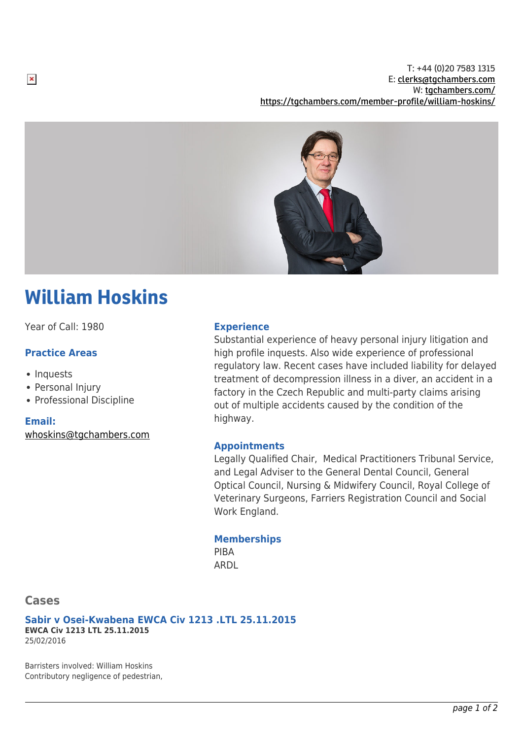T: +44 (0)20 7583 1315
E: clerks@tgchambers.com
W: tgchambers.com/
https://tgchambers.com/member-profile/william-hoskins/

# William Hoskins

Year of Call: 1980

### Practice Areas

- Inquests
- Personal Injury
- Professional Discipline

### Email:

whoskins@tgchambers.com

### Experience

Substantial experience of heavy personal injury litigation and high profile inquests. Also wide experience of professional regulatory law. Recent cases have included liability for delayed treatment of decompression illness in a diver, an accident in a factory in the Czech Republic and multi-party claims arising out of multiple accidents caused by the condition of the highway.

### Appointments

Legally Qualified Chair, Medical Practitioners Tribunal Service, and Legal Adviser to the General Dental Council, General Optical Council, Nursing & Midwifery Council, Royal College of Veterinary Surgeons, Farriers Registration Council and Social Work England.

### Memberships

PIBA
ARDL

## Cases

### Sabir v Osei-Kwabena EWCA Civ 1213 .LTL 25.11.2015

**EWCA Civ 1213 LTL 25.11.2015**
25/02/2016

Barristers involved: William Hoskins
Contributory negligence of pedestrian,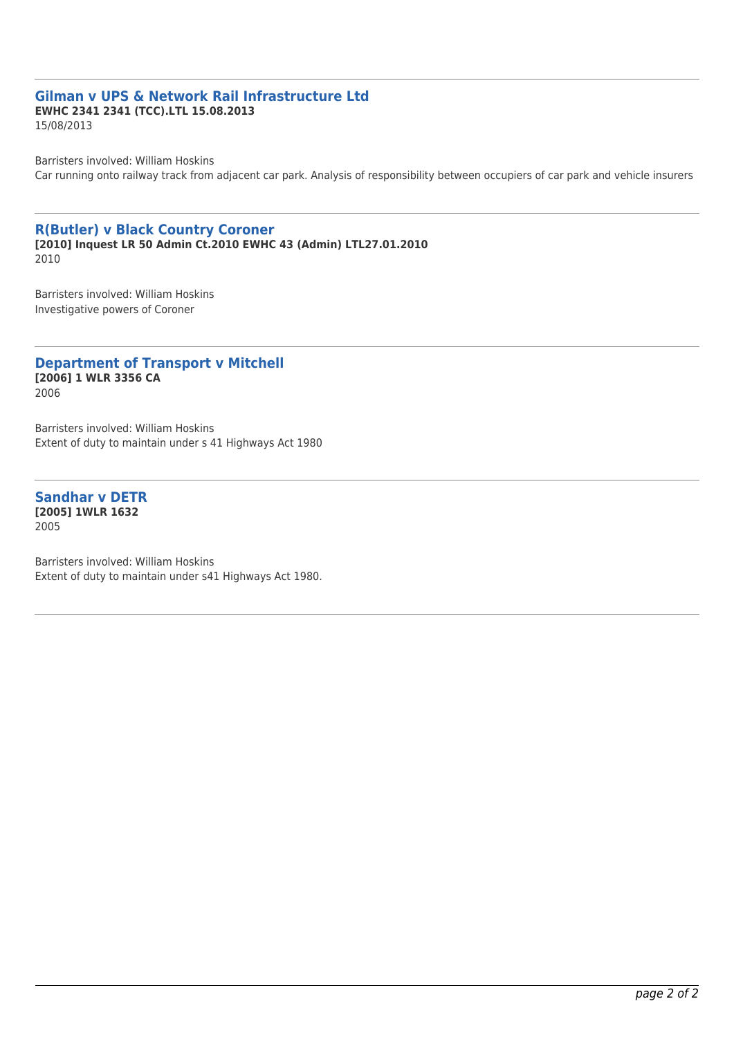## Gilman v UPS & Network Rail Infrastructure Ltd

**EWHC 2341 2341 (TCC).LTL 15.08.2013**

15/08/2013

Barristers involved: William Hoskins

Car running onto railway track from adjacent car park. Analysis of responsibility between occupiers of car park and vehicle insurers

---

## R(Butler) v Black Country Coroner

**[2010] Inquest LR 50 Admin Ct.2010 EWHC 43 (Admin) LTL27.01.2010**

2010

Barristers involved: William Hoskins

Investigative powers of Coroner

---

## Department of Transport v Mitchell

**[2006] 1 WLR 3356 CA**

2006

Barristers involved: William Hoskins

Extent of duty to maintain under s 41 Highways Act 1980

---

## Sandhar v DETR

**[2005] 1WLR 1632**

2005

Barristers involved: William Hoskins

Extent of duty to maintain under s41 Highways Act 1980.

---